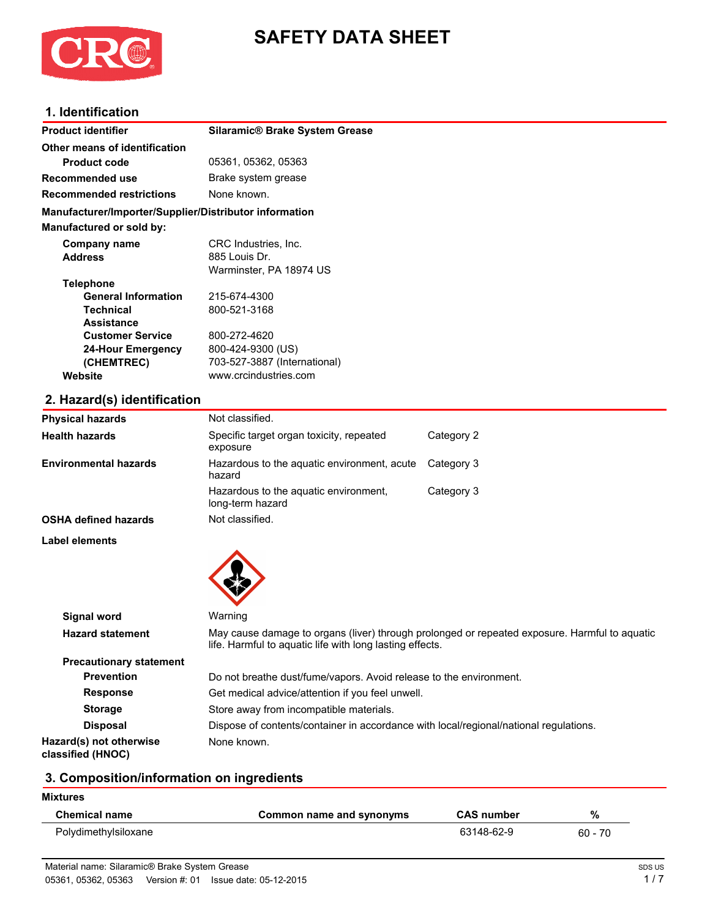# SAFETY DATA SHEET

## 1. Identification

| | |
|---|---|
| **Product identifier** | **Silaramic® Brake System Grease** |
| **Other means of identification** | |
| **Product code** | 05361, 05362, 05363 |
| **Recommended use** | Brake system grease |
| **Recommended restrictions** | None known. |

**Manufacturer/Importer/Supplier/Distributor information**

**Manufactured or sold by:**

| | |
|---|---|
| **Company name** | CRC Industries, Inc. |
| **Address** | 885 Louis Dr.<br>Warminster, PA 18974 US |
| **Telephone** | |
| **General Information** | 215-674-4300 |
| **Technical Assistance** | 800-521-3168 |
| **Customer Service** | 800-272-4620 |
| **24-Hour Emergency (CHEMTREC)** | 800-424-9300 (US)<br>703-527-3887 (International) |
| **Website** | www.crcindustries.com |

## 2. Hazard(s) identification

| | | |
|---|---|---|
| **Physical hazards** | Not classified. | |
| **Health hazards** | Specific target organ toxicity, repeated exposure | Category 2 |
| **Environmental hazards** | Hazardous to the aquatic environment, acute hazard | Category 3 |
| | Hazardous to the aquatic environment, long-term hazard | Category 3 |
| **OSHA defined hazards** | Not classified. | |

**Label elements**

**Signal word** Warning

**Hazard statement** May cause damage to organs (liver) through prolonged or repeated exposure. Harmful to aquatic life. Harmful to aquatic life with long lasting effects.

**Precautionary statement**

| | |
|---|---|
| **Prevention** | Do not breathe dust/fume/vapors. Avoid release to the environment. |
| **Response** | Get medical advice/attention if you feel unwell. |
| **Storage** | Store away from incompatible materials. |
| **Disposal** | Dispose of contents/container in accordance with local/regional/national regulations. |
| **Hazard(s) not otherwise classified (HNOC)** | None known. |

## 3. Composition/information on ingredients

**Mixtures**

| Chemical name | Common name and synonyms | CAS number | % |
|---|---|---|---|
| Polydimethylsiloxane | | 63148-62-9 | 60 - 70 |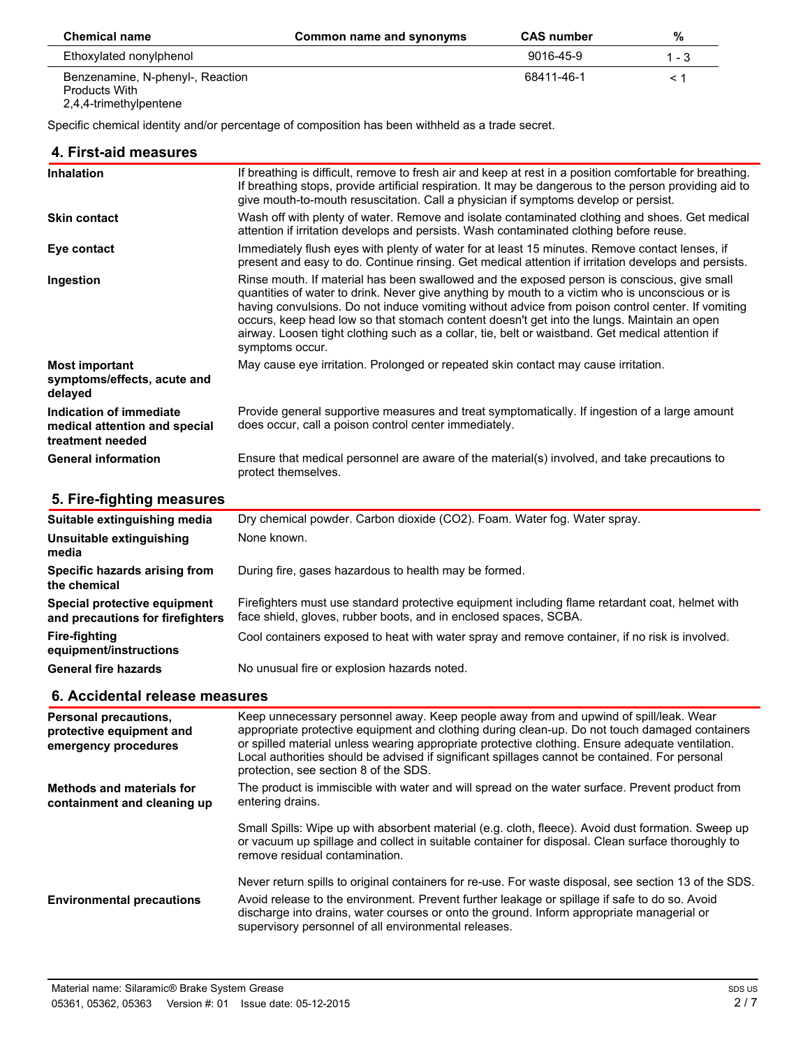| Chemical name | Common name and synonyms | CAS number | % |
| --- | --- | --- | --- |
| Ethoxylated nonylphenol | | 9016-45-9 | 1 - 3 |
| Benzenamine, N-phenyl-, Reaction Products With 2,4,4-trimethylpentene | | 68411-46-1 | < 1 |

Specific chemical identity and/or percentage of composition has been withheld as a trade secret.

## 4. First-aid measures

| | |
| --- | --- |
| **Inhalation** | If breathing is difficult, remove to fresh air and keep at rest in a position comfortable for breathing. If breathing stops, provide artificial respiration. It may be dangerous to the person providing aid to give mouth-to-mouth resuscitation. Call a physician if symptoms develop or persist. |
| **Skin contact** | Wash off with plenty of water. Remove and isolate contaminated clothing and shoes. Get medical attention if irritation develops and persists. Wash contaminated clothing before reuse. |
| **Eye contact** | Immediately flush eyes with plenty of water for at least 15 minutes. Remove contact lenses, if present and easy to do. Continue rinsing. Get medical attention if irritation develops and persists. |
| **Ingestion** | Rinse mouth. If material has been swallowed and the exposed person is conscious, give small quantities of water to drink. Never give anything by mouth to a victim who is unconscious or is having convulsions. Do not induce vomiting without advice from poison control center. If vomiting occurs, keep head low so that stomach content doesn't get into the lungs. Maintain an open airway. Loosen tight clothing such as a collar, tie, belt or waistband. Get medical attention if symptoms occur. |
| **Most important symptoms/effects, acute and delayed** | May cause eye irritation. Prolonged or repeated skin contact may cause irritation. |
| **Indication of immediate medical attention and special treatment needed** | Provide general supportive measures and treat symptomatically. If ingestion of a large amount does occur, call a poison control center immediately. |
| **General information** | Ensure that medical personnel are aware of the material(s) involved, and take precautions to protect themselves. |

## 5. Fire-fighting measures

| | |
| --- | --- |
| **Suitable extinguishing media** | Dry chemical powder. Carbon dioxide ($CO_2$). Foam. Water fog. Water spray. |
| **Unsuitable extinguishing media** | None known. |
| **Specific hazards arising from the chemical** | During fire, gases hazardous to health may be formed. |
| **Special protective equipment and precautions for firefighters** | Firefighters must use standard protective equipment including flame retardant coat, helmet with face shield, gloves, rubber boots, and in enclosed spaces, SCBA. |
| **Fire-fighting equipment/instructions** | Cool containers exposed to heat with water spray and remove container, if no risk is involved. |
| **General fire hazards** | No unusual fire or explosion hazards noted. |

## 6. Accidental release measures

| | |
| --- | --- |
| **Personal precautions, protective equipment and emergency procedures** | Keep unnecessary personnel away. Keep people away from and upwind of spill/leak. Wear appropriate protective equipment and clothing during clean-up. Do not touch damaged containers or spilled material unless wearing appropriate protective clothing. Ensure adequate ventilation. Local authorities should be advised if significant spillages cannot be contained. For personal protection, see section 8 of the SDS. |
| **Methods and materials for containment and cleaning up** | The product is immiscible with water and will spread on the water surface. Prevent product from entering drains.<br><br>Small Spills: Wipe up with absorbent material (e.g. cloth, fleece). Avoid dust formation. Sweep up or vacuum up spillage and collect in suitable container for disposal. Clean surface thoroughly to remove residual contamination.<br><br>Never return spills to original containers for re-use. For waste disposal, see section 13 of the SDS. |
| **Environmental precautions** | Avoid release to the environment. Prevent further leakage or spillage if safe to do so. Avoid discharge into drains, water courses or onto the ground. Inform appropriate managerial or supervisory personnel of all environmental releases. |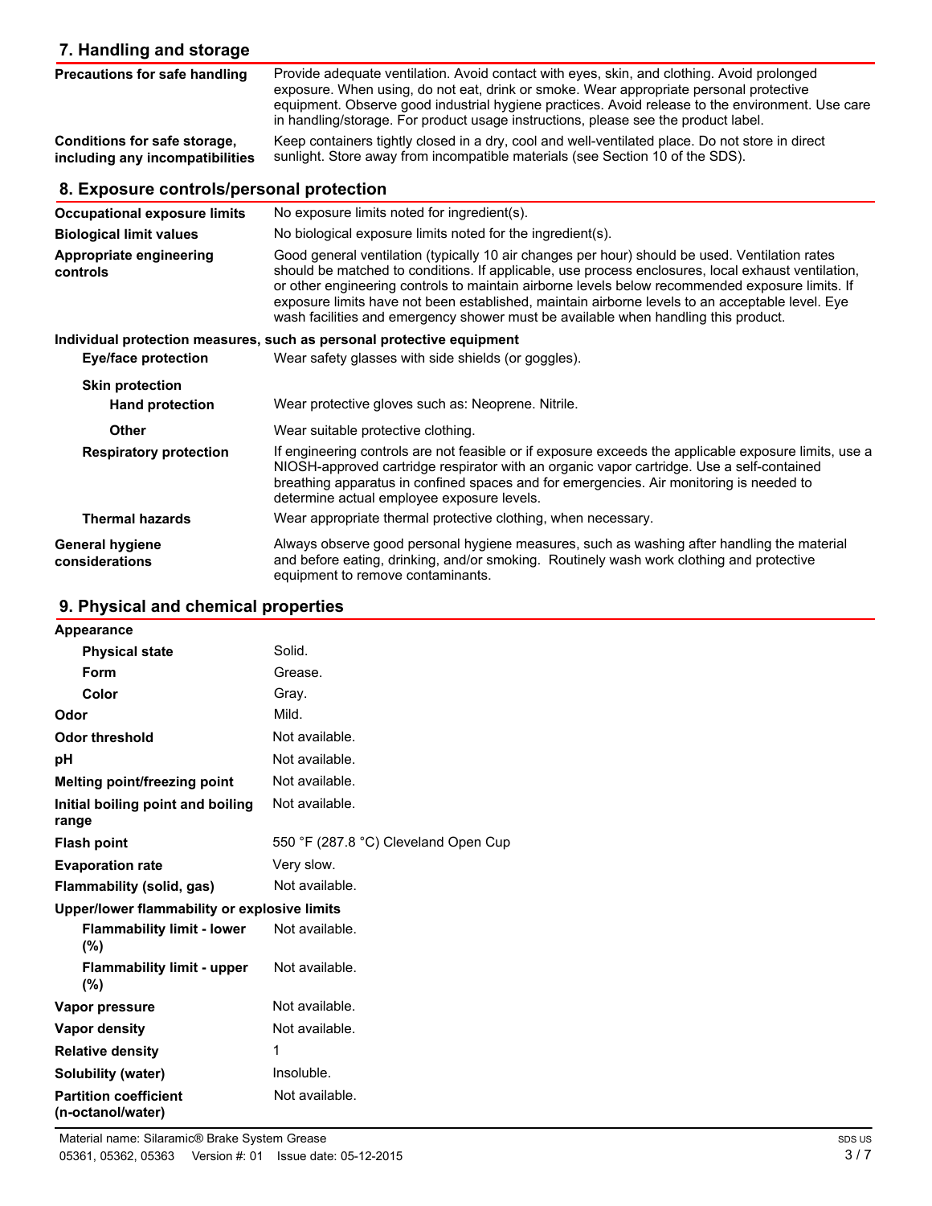## 7. Handling and storage

| | |
|---|---|
| **Precautions for safe handling** | Provide adequate ventilation. Avoid contact with eyes, skin, and clothing. Avoid prolonged exposure. When using, do not eat, drink or smoke. Wear appropriate personal protective equipment. Observe good industrial hygiene practices. Avoid release to the environment. Use care in handling/storage. For product usage instructions, please see the product label. |
| **Conditions for safe storage, including any incompatibilities** | Keep containers tightly closed in a dry, cool and well-ventilated place. Do not store in direct sunlight. Store away from incompatible materials (see Section 10 of the SDS). |

## 8. Exposure controls/personal protection

| | |
|---|---|
| **Occupational exposure limits** | No exposure limits noted for ingredient(s). |
| **Biological limit values** | No biological exposure limits noted for the ingredient(s). |
| **Appropriate engineering controls** | Good general ventilation (typically 10 air changes per hour) should be used. Ventilation rates should be matched to conditions. If applicable, use process enclosures, local exhaust ventilation, or other engineering controls to maintain airborne levels below recommended exposure limits. If exposure limits have not been established, maintain airborne levels to an acceptable level. Eye wash facilities and emergency shower must be available when handling this product. |

**Individual protection measures, such as personal protective equipment**

| | |
|---|---|
| **Eye/face protection** | Wear safety glasses with side shields (or goggles). |
| **Skin protection** | |
| **Hand protection** | Wear protective gloves such as: Neoprene. Nitrile. |
| **Other** | Wear suitable protective clothing. |
| **Respiratory protection** | If engineering controls are not feasible or if exposure exceeds the applicable exposure limits, use a NIOSH-approved cartridge respirator with an organic vapor cartridge. Use a self-contained breathing apparatus in confined spaces and for emergencies. Air monitoring is needed to determine actual employee exposure levels. |
| **Thermal hazards** | Wear appropriate thermal protective clothing, when necessary. |
| **General hygiene considerations** | Always observe good personal hygiene measures, such as washing after handling the material and before eating, drinking, and/or smoking. Routinely wash work clothing and protective equipment to remove contaminants. |

## 9. Physical and chemical properties

| | |
|---|---|
| **Appearance** | |
| **Physical state** | Solid. |
| **Form** | Grease. |
| **Color** | Gray. |
| **Odor** | Mild. |
| **Odor threshold** | Not available. |
| **pH** | Not available. |
| **Melting point/freezing point** | Not available. |
| **Initial boiling point and boiling range** | Not available. |
| **Flash point** | 550 °F (287.8 °C) Cleveland Open Cup |
| **Evaporation rate** | Very slow. |
| **Flammability (solid, gas)** | Not available. |
| **Upper/lower flammability or explosive limits** | |
| **Flammability limit - lower (%)** | Not available. |
| **Flammability limit - upper (%)** | Not available. |
| **Vapor pressure** | Not available. |
| **Vapor density** | Not available. |
| **Relative density** | 1 |
| **Solubility (water)** | Insoluble. |
| **Partition coefficient (n-octanol/water)** | Not available. |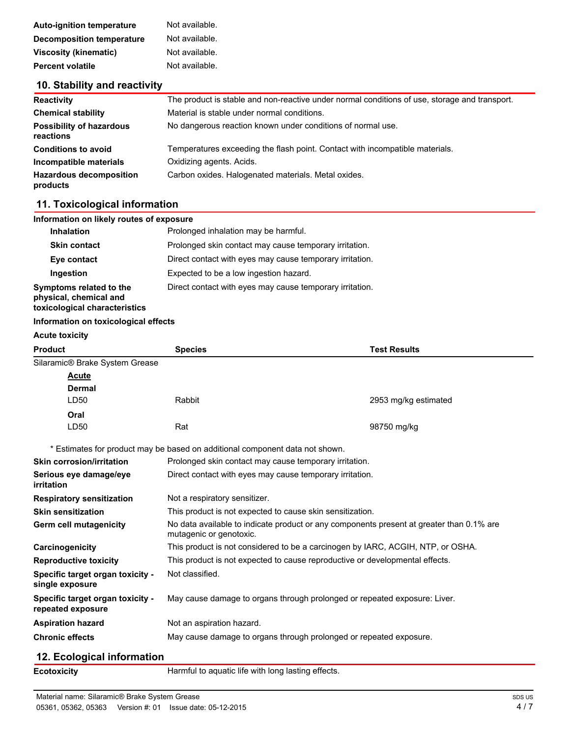| | |
|---|---|
| **Auto-ignition temperature** | Not available. |
| **Decomposition temperature** | Not available. |
| **Viscosity (kinematic)** | Not available. |
| **Percent volatile** | Not available. |

## 10. Stability and reactivity

| | |
|---|---|
| **Reactivity** | The product is stable and non-reactive under normal conditions of use, storage and transport. |
| **Chemical stability** | Material is stable under normal conditions. |
| **Possibility of hazardous reactions** | No dangerous reaction known under conditions of normal use. |
| **Conditions to avoid** | Temperatures exceeding the flash point. Contact with incompatible materials. |
| **Incompatible materials** | Oxidizing agents. Acids. |
| **Hazardous decomposition products** | Carbon oxides. Halogenated materials. Metal oxides. |

## 11. Toxicological information

**Information on likely routes of exposure**

| | |
|---|---|
| **Inhalation** | Prolonged inhalation may be harmful. |
| **Skin contact** | Prolonged skin contact may cause temporary irritation. |
| **Eye contact** | Direct contact with eyes may cause temporary irritation. |
| **Ingestion** | Expected to be a low ingestion hazard. |
| **Symptoms related to the physical, chemical and toxicological characteristics** | Direct contact with eyes may cause temporary irritation. |

**Information on toxicological effects**

**Acute toxicity**

| Product | Species | Test Results |
|---|---|---|
| Silaramic® Brake System Grease | | |
| **Acute** | | |
| **Dermal** | | |
| LD50 | Rabbit | 2953 mg/kg estimated |
| **Oral** | | |
| LD50 | Rat | 98750 mg/kg |

\* Estimates for product may be based on additional component data not shown.

| | |
|---|---|
| **Skin corrosion/irritation** | Prolonged skin contact may cause temporary irritation. |
| **Serious eye damage/eye irritation** | Direct contact with eyes may cause temporary irritation. |
| **Respiratory sensitization** | Not a respiratory sensitizer. |
| **Skin sensitization** | This product is not expected to cause skin sensitization. |
| **Germ cell mutagenicity** | No data available to indicate product or any components present at greater than 0.1% are mutagenic or genotoxic. |
| **Carcinogenicity** | This product is not considered to be a carcinogen by IARC, ACGIH, NTP, or OSHA. |
| **Reproductive toxicity** | This product is not expected to cause reproductive or developmental effects. |
| **Specific target organ toxicity - single exposure** | Not classified. |
| **Specific target organ toxicity - repeated exposure** | May cause damage to organs through prolonged or repeated exposure: Liver. |
| **Aspiration hazard** | Not an aspiration hazard. |
| **Chronic effects** | May cause damage to organs through prolonged or repeated exposure. |

## 12. Ecological information

| | |
|---|---|
| **Ecotoxicity** | Harmful to aquatic life with long lasting effects. |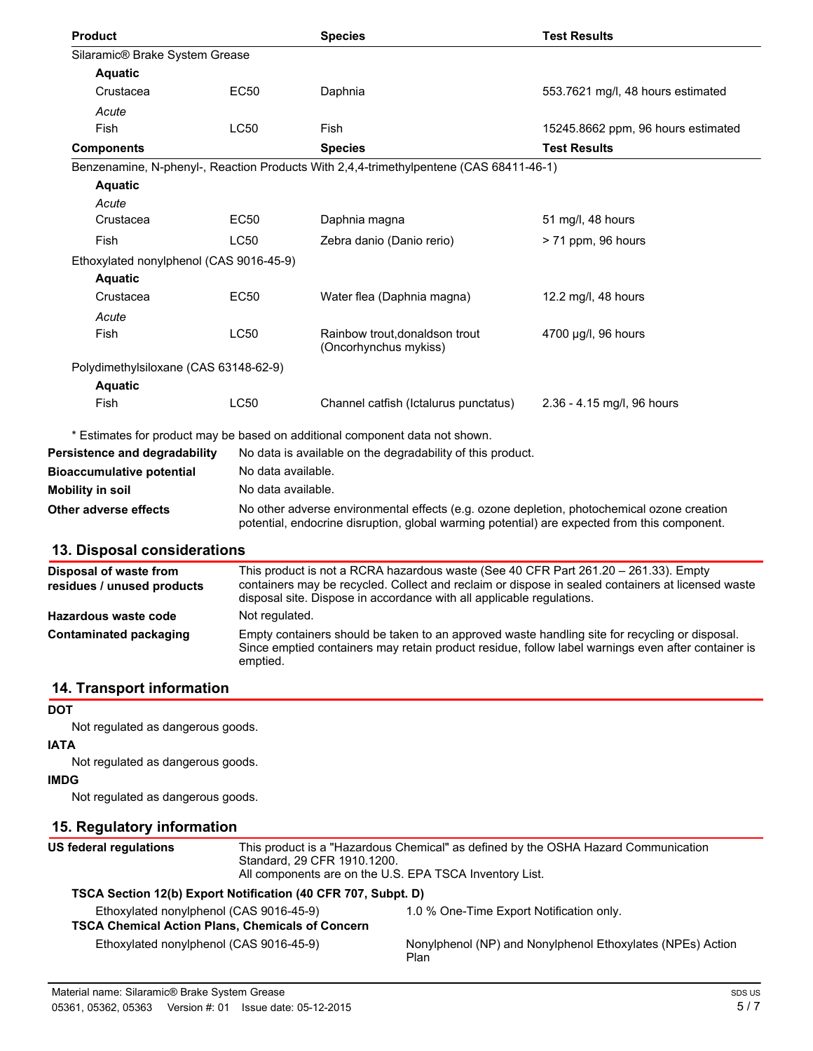| Product | | Species | Test Results |
|---|---|---|---|
| Silaramic® Brake System Grease | | | |
| **Aquatic** | | | |
| Crustacea | EC50 | Daphnia | 553.7621 mg/l, 48 hours estimated |
| *Acute* | | | |
| Fish | LC50 | Fish | 15245.8662 ppm, 96 hours estimated |
| **Components** | | **Species** | **Test Results** |
| Benzenamine, N-phenyl-, Reaction Products With 2,4,4-trimethylpentene (CAS 68411-46-1) | | | |
| **Aquatic** | | | |
| *Acute* | | | |
| Crustacea | EC50 | Daphnia magna | 51 mg/l, 48 hours |
| Fish | LC50 | Zebra danio (Danio rerio) | > 71 ppm, 96 hours |
| Ethoxylated nonylphenol (CAS 9016-45-9) | | | |
| **Aquatic** | | | |
| Crustacea | EC50 | Water flea (Daphnia magna) | 12.2 mg/l, 48 hours |
| *Acute* | | | |
| Fish | LC50 | Rainbow trout,donaldson trout (Oncorhynchus mykiss) | 4700 µg/l, 96 hours |
| Polydimethylsiloxane (CAS 63148-62-9) | | | |
| **Aquatic** | | | |
| Fish | LC50 | Channel catfish (Ictalurus punctatus) | 2.36 - 4.15 mg/l, 96 hours |

* Estimates for product may be based on additional component data not shown.

**Persistence and degradability** No data is available on the degradability of this product.

**Bioaccumulative potential** No data available.

**Mobility in soil** No data available.

**Other adverse effects** No other adverse environmental effects (e.g. ozone depletion, photochemical ozone creation potential, endocrine disruption, global warming potential) are expected from this component.

## 13. Disposal considerations

**Disposal of waste from residues / unused products** This product is not a RCRA hazardous waste (See 40 CFR Part 261.20 – 261.33). Empty containers may be recycled. Collect and reclaim or dispose in sealed containers at licensed waste disposal site. Dispose in accordance with all applicable regulations.

**Hazardous waste code** Not regulated.

**Contaminated packaging** Empty containers should be taken to an approved waste handling site for recycling or disposal. Since emptied containers may retain product residue, follow label warnings even after container is emptied.

## 14. Transport information

**DOT**

Not regulated as dangerous goods.

**IATA**

Not regulated as dangerous goods.

**IMDG**

Not regulated as dangerous goods.

## 15. Regulatory information

**US federal regulations** This product is a "Hazardous Chemical" as defined by the OSHA Hazard Communication Standard, 29 CFR 1910.1200.
All components are on the U.S. EPA TSCA Inventory List.

**TSCA Section 12(b) Export Notification (40 CFR 707, Subpt. D)**

| | |
|---|---|
| Ethoxylated nonylphenol (CAS 9016-45-9) | 1.0 % One-Time Export Notification only. |

**TSCA Chemical Action Plans, Chemicals of Concern**

| | |
|---|---|
| Ethoxylated nonylphenol (CAS 9016-45-9) | Nonylphenol (NP) and Nonylphenol Ethoxylates (NPEs) Action Plan |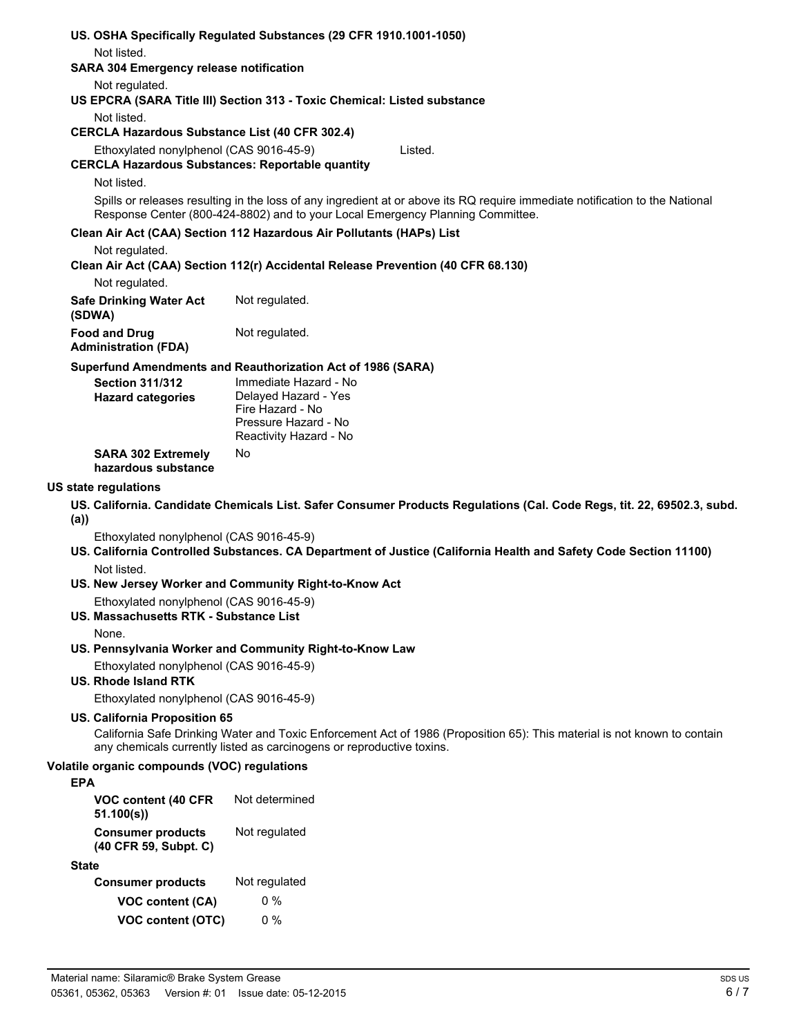**US. OSHA Specifically Regulated Substances (29 CFR 1910.1001-1050)**

Not listed.

**SARA 304 Emergency release notification**

Not regulated.

**US EPCRA (SARA Title III) Section 313 - Toxic Chemical: Listed substance**

Not listed.

**CERCLA Hazardous Substance List (40 CFR 302.4)**

Ethoxylated nonylphenol (CAS 9016-45-9) Listed.

**CERCLA Hazardous Substances: Reportable quantity**

Not listed.

Spills or releases resulting in the loss of any ingredient at or above its RQ require immediate notification to the National Response Center (800-424-8802) and to your Local Emergency Planning Committee.

**Clean Air Act (CAA) Section 112 Hazardous Air Pollutants (HAPs) List**

Not regulated.

**Clean Air Act (CAA) Section 112(r) Accidental Release Prevention (40 CFR 68.130)**

Not regulated.

**Safe Drinking Water Act (SDWA)** Not regulated.

**Food and Drug Administration (FDA)** Not regulated.

**Superfund Amendments and Reauthorization Act of 1986 (SARA)**

**Section 311/312 Hazard categories**
Immediate Hazard - No
Delayed Hazard - Yes
Fire Hazard - No
Pressure Hazard - No
Reactivity Hazard - No

**SARA 302 Extremely hazardous substance** No

**US state regulations**

**US. California. Candidate Chemicals List. Safer Consumer Products Regulations (Cal. Code Regs, tit. 22, 69502.3, subd. (a))**

Ethoxylated nonylphenol (CAS 9016-45-9)

**US. California Controlled Substances. CA Department of Justice (California Health and Safety Code Section 11100)**

Not listed.

**US. New Jersey Worker and Community Right-to-Know Act**

Ethoxylated nonylphenol (CAS 9016-45-9)

**US. Massachusetts RTK - Substance List**

None.

**US. Pennsylvania Worker and Community Right-to-Know Law**

Ethoxylated nonylphenol (CAS 9016-45-9)

**US. Rhode Island RTK**

Ethoxylated nonylphenol (CAS 9016-45-9)

**US. California Proposition 65**

California Safe Drinking Water and Toxic Enforcement Act of 1986 (Proposition 65): This material is not known to contain any chemicals currently listed as carcinogens or reproductive toxins.

**Volatile organic compounds (VOC) regulations**

**EPA**

**VOC content (40 CFR 51.100(s))** Not determined

**Consumer products (40 CFR 59, Subpt. C)** Not regulated

**State**

**Consumer products** Not regulated

**VOC content (CA)** 0 %

**VOC content (OTC)** 0 %

Material name: Silaramic® Brake System Grease
05361, 05362, 05363 Version #: 01 Issue date: 05-12-2015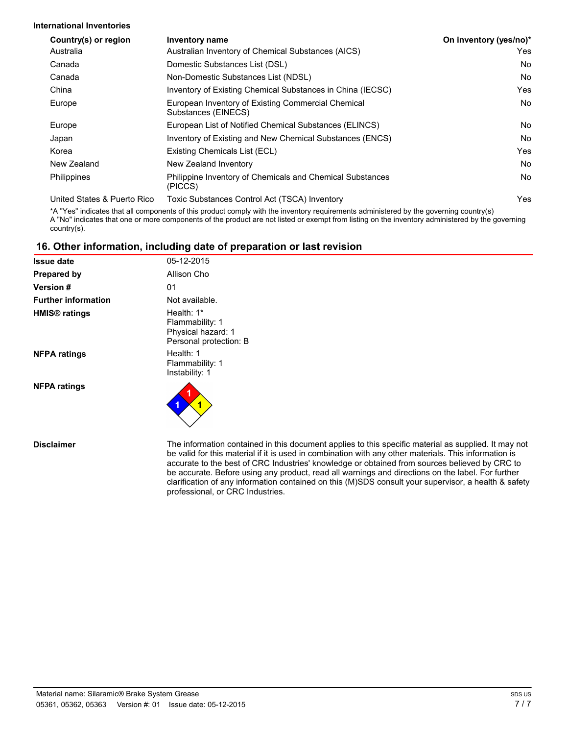**International Inventories**

| Country(s) or region | Inventory name | On inventory (yes/no)* |
| --- | --- | --- |
| Australia | Australian Inventory of Chemical Substances (AICS) | Yes |
| Canada | Domestic Substances List (DSL) | No |
| Canada | Non-Domestic Substances List (NDSL) | No |
| China | Inventory of Existing Chemical Substances in China (IECSC) | Yes |
| Europe | European Inventory of Existing Commercial Chemical Substances (EINECS) | No |
| Europe | European List of Notified Chemical Substances (ELINCS) | No |
| Japan | Inventory of Existing and New Chemical Substances (ENCS) | No |
| Korea | Existing Chemicals List (ECL) | Yes |
| New Zealand | New Zealand Inventory | No |
| Philippines | Philippine Inventory of Chemicals and Chemical Substances (PICCS) | No |
| United States & Puerto Rico | Toxic Substances Control Act (TSCA) Inventory | Yes |

*A "Yes" indicates that all components of this product comply with the inventory requirements administered by the governing country(s)
A "No" indicates that one or more components of the product are not listed or exempt from listing on the inventory administered by the governing country(s).

## 16. Other information, including date of preparation or last revision

**Issue date** 05-12-2015

**Prepared by** Allison Cho

**Version #** 01

**Further information** Not available.

**HMIS® ratings**
Health: 1*
Flammability: 1
Physical hazard: 1
Personal protection: B

**NFPA ratings**
Health: 1
Flammability: 1
Instability: 1

**NFPA ratings**

1
1 1

**Disclaimer** The information contained in this document applies to this specific material as supplied. It may not be valid for this material if it is used in combination with any other materials. This information is accurate to the best of CRC Industries' knowledge or obtained from sources believed by CRC to be accurate. Before using any product, read all warnings and directions on the label. For further clarification of any information contained on this (M)SDS consult your supervisor, a health & safety professional, or CRC Industries.